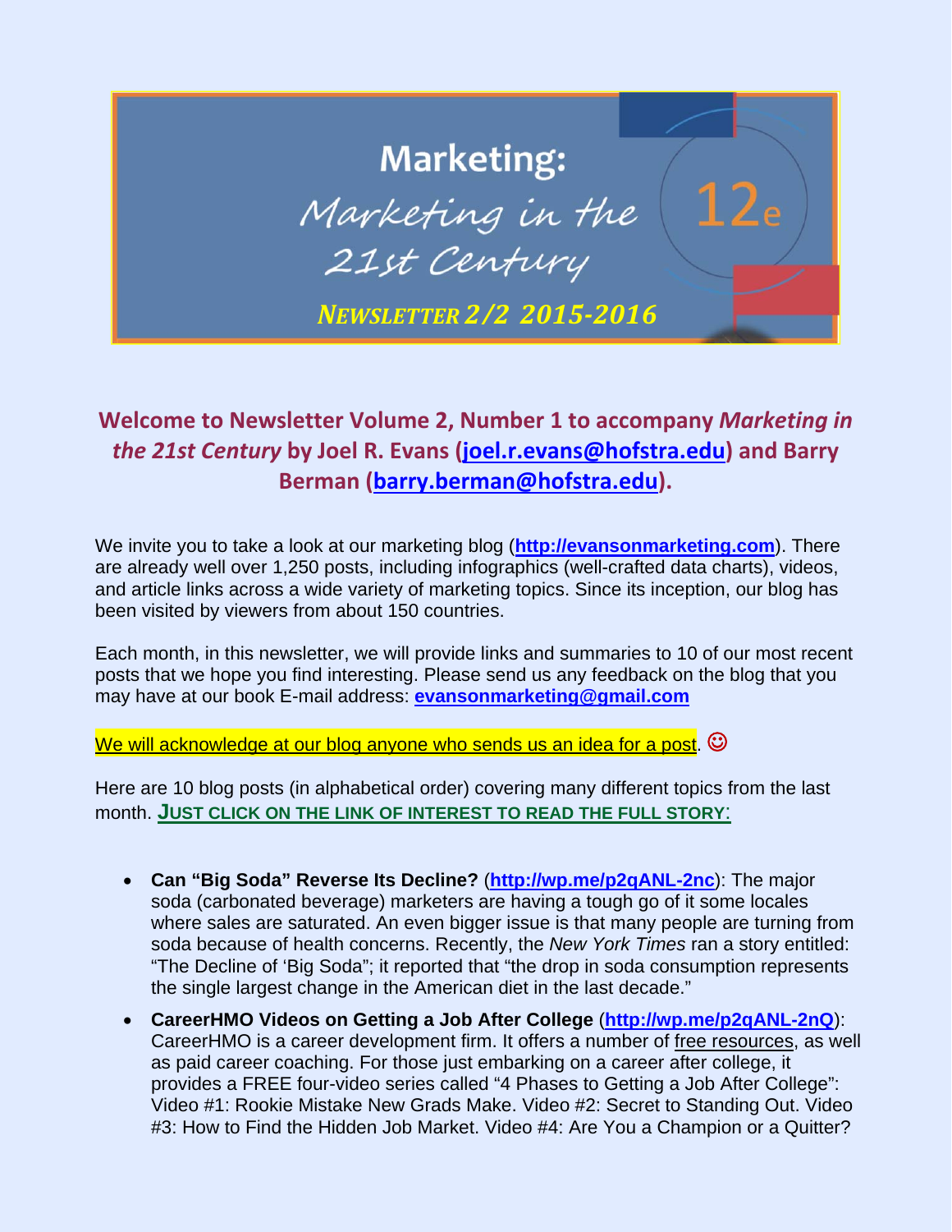# Marketing: Marketing in the 21st Century 12e

***Newsletter 2/2 2015-2016***

## Welcome to Newsletter Volume 2, Number 1 to accompany *Marketing in the 21st Century* by Joel R. Evans (joel.r.evans@hofstra.edu) and Barry Berman (barry.berman@hofstra.edu).

We invite you to take a look at our marketing blog (**http://evansonmarketing.com**). There are already well over 1,250 posts, including infographics (well-crafted data charts), videos, and article links across a wide variety of marketing topics. Since its inception, our blog has been visited by viewers from about 150 countries.

Each month, in this newsletter, we will provide links and summaries to 10 of our most recent posts that we hope you find interesting. Please send us any feedback on the blog that you may have at our book E-mail address: **evansonmarketing@gmail.com**

We will acknowledge at our blog anyone who sends us an idea for a post. ☺

Here are 10 blog posts (in alphabetical order) covering many different topics from the last month. **JUST CLICK ON THE LINK OF INTEREST TO READ THE FULL STORY:**

- **Can "Big Soda" Reverse Its Decline?** (**http://wp.me/p2qANL-2nc**): The major soda (carbonated beverage) marketers are having a tough go of it some locales where sales are saturated. An even bigger issue is that many people are turning from soda because of health concerns. Recently, the *New York Times* ran a story entitled: "The Decline of 'Big Soda"; it reported that "the drop in soda consumption represents the single largest change in the American diet in the last decade."
- **CareerHMO Videos on Getting a Job After College** (**http://wp.me/p2qANL-2nQ**): CareerHMO is a career development firm. It offers a number of free resources, as well as paid career coaching. For those just embarking on a career after college, it provides a FREE four-video series called "4 Phases to Getting a Job After College": Video #1: Rookie Mistake New Grads Make. Video #2: Secret to Standing Out. Video #3: How to Find the Hidden Job Market. Video #4: Are You a Champion or a Quitter?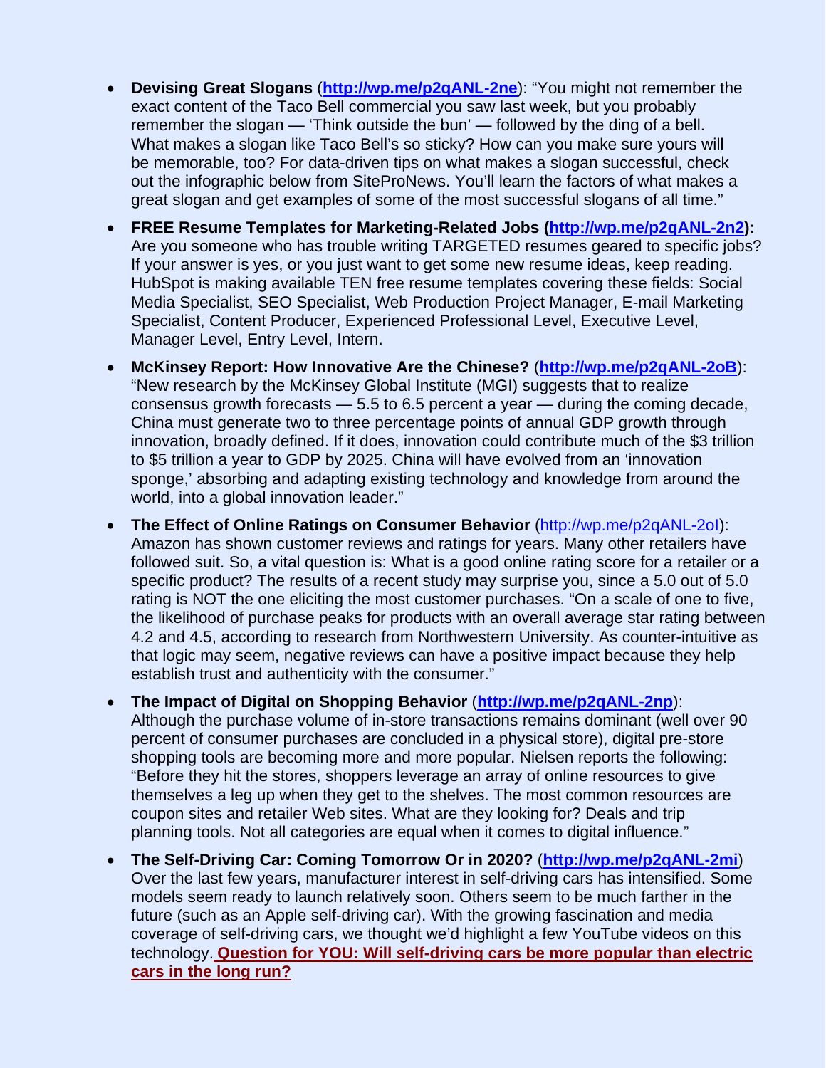- **Devising Great Slogans** (**http://wp.me/p2qANL-2ne**): "You might not remember the exact content of the Taco Bell commercial you saw last week, but you probably remember the slogan — 'Think outside the bun' — followed by the ding of a bell. What makes a slogan like Taco Bell's so sticky? How can you make sure yours will be memorable, too? For data-driven tips on what makes a slogan successful, check out the infographic below from SiteProNews. You'll learn the factors of what makes a great slogan and get examples of some of the most successful slogans of all time."

- **FREE Resume Templates for Marketing-Related Jobs (http://wp.me/p2qANL-2n2):** Are you someone who has trouble writing TARGETED resumes geared to specific jobs? If your answer is yes, or you just want to get some new resume ideas, keep reading. HubSpot is making available TEN free resume templates covering these fields: Social Media Specialist, SEO Specialist, Web Production Project Manager, E-mail Marketing Specialist, Content Producer, Experienced Professional Level, Executive Level, Manager Level, Entry Level, Intern.

- **McKinsey Report: How Innovative Are the Chinese?** (**http://wp.me/p2qANL-2oB**): "New research by the McKinsey Global Institute (MGI) suggests that to realize consensus growth forecasts — 5.5 to 6.5 percent a year — during the coming decade, China must generate two to three percentage points of annual GDP growth through innovation, broadly defined. If it does, innovation could contribute much of the $3 trillion to $5 trillion a year to GDP by 2025. China will have evolved from an 'innovation sponge,' absorbing and adapting existing technology and knowledge from around the world, into a global innovation leader."

- **The Effect of Online Ratings on Consumer Behavior** (http://wp.me/p2qANL-2oI): Amazon has shown customer reviews and ratings for years. Many other retailers have followed suit. So, a vital question is: What is a good online rating score for a retailer or a specific product? The results of a recent study may surprise you, since a 5.0 out of 5.0 rating is NOT the one eliciting the most customer purchases. "On a scale of one to five, the likelihood of purchase peaks for products with an overall average star rating between 4.2 and 4.5, according to research from Northwestern University. As counter-intuitive as that logic may seem, negative reviews can have a positive impact because they help establish trust and authenticity with the consumer."

- **The Impact of Digital on Shopping Behavior** (**http://wp.me/p2qANL-2np**): Although the purchase volume of in-store transactions remains dominant (well over 90 percent of consumer purchases are concluded in a physical store), digital pre-store shopping tools are becoming more and more popular. Nielsen reports the following: "Before they hit the stores, shoppers leverage an array of online resources to give themselves a leg up when they get to the shelves. The most common resources are coupon sites and retailer Web sites. What are they looking for? Deals and trip planning tools. Not all categories are equal when it comes to digital influence."

- **The Self-Driving Car: Coming Tomorrow Or in 2020?** (**http://wp.me/p2qANL-2mi**) Over the last few years, manufacturer interest in self-driving cars has intensified. Some models seem ready to launch relatively soon. Others seem to be much farther in the future (such as an Apple self-driving car). With the growing fascination and media coverage of self-driving cars, we thought we'd highlight a few YouTube videos on this technology. **Question for YOU: Will self-driving cars be more popular than electric cars in the long run?**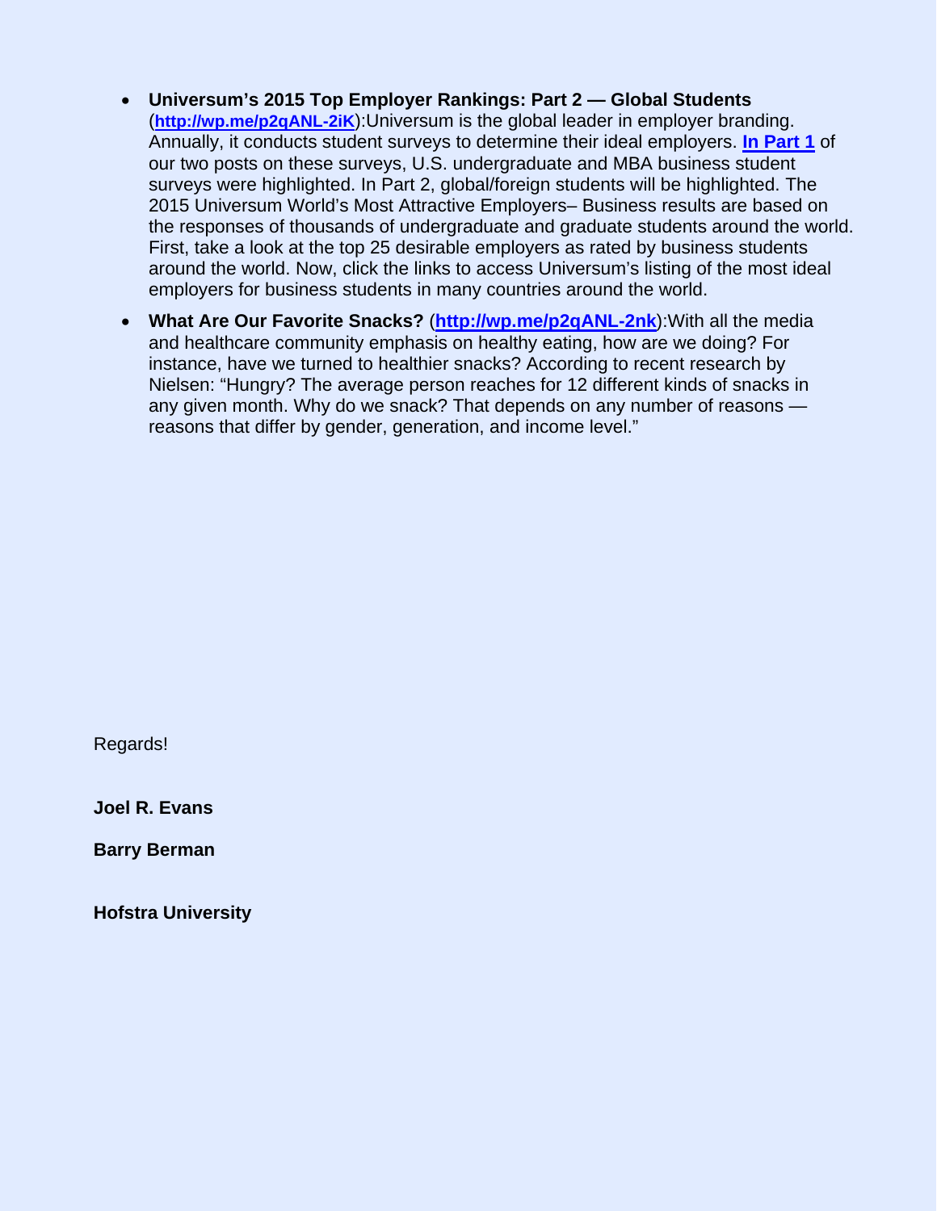- **Universum's 2015 Top Employer Rankings: Part 2 — Global Students** (**http://wp.me/p2qANL-2iK**):Universum is the global leader in employer branding. Annually, it conducts student surveys to determine their ideal employers. **In Part 1** of our two posts on these surveys, U.S. undergraduate and MBA business student surveys were highlighted. In Part 2, global/foreign students will be highlighted. The 2015 Universum World's Most Attractive Employers– Business results are based on the responses of thousands of undergraduate and graduate students around the world. First, take a look at the top 25 desirable employers as rated by business students around the world. Now, click the links to access Universum's listing of the most ideal employers for business students in many countries around the world.
- **What Are Our Favorite Snacks?** (**http://wp.me/p2qANL-2nk**):With all the media and healthcare community emphasis on healthy eating, how are we doing? For instance, have we turned to healthier snacks? According to recent research by Nielsen: "Hungry? The average person reaches for 12 different kinds of snacks in any given month. Why do we snack? That depends on any number of reasons — reasons that differ by gender, generation, and income level."

Regards!

**Joel R. Evans**

**Barry Berman**

**Hofstra University**